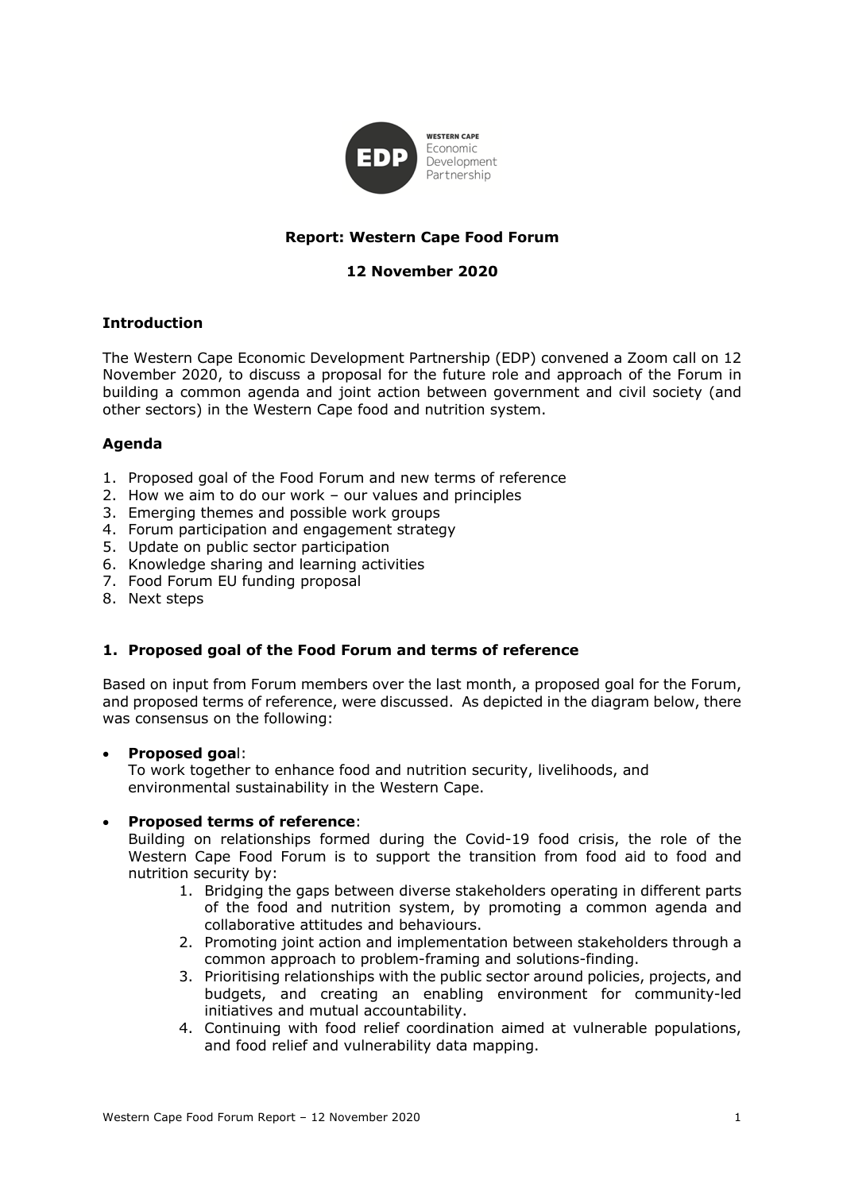WESTERN CAPE Economic Development Partnership

**Report: Western Cape Food Forum**

**12 November 2020**

## Introduction

The Western Cape Economic Development Partnership (EDP) convened a Zoom call on 12 November 2020, to discuss a proposal for the future role and approach of the Forum in building a common agenda and joint action between government and civil society (and other sectors) in the Western Cape food and nutrition system.

## Agenda

1. Proposed goal of the Food Forum and new terms of reference
2. How we aim to do our work – our values and principles
3. Emerging themes and possible work groups
4. Forum participation and engagement strategy
5. Update on public sector participation
6. Knowledge sharing and learning activities
7. Food Forum EU funding proposal
8. Next steps

## 1. Proposed goal of the Food Forum and terms of reference

Based on input from Forum members over the last month, a proposed goal for the Forum, and proposed terms of reference, were discussed. As depicted in the diagram below, there was consensus on the following:

- **Proposed goal**:
  To work together to enhance food and nutrition security, livelihoods, and environmental sustainability in the Western Cape.

- **Proposed terms of reference**:
  Building on relationships formed during the Covid-19 food crisis, the role of the Western Cape Food Forum is to support the transition from food aid to food and nutrition security by:
  1. Bridging the gaps between diverse stakeholders operating in different parts of the food and nutrition system, by promoting a common agenda and collaborative attitudes and behaviours.
  2. Promoting joint action and implementation between stakeholders through a common approach to problem-framing and solutions-finding.
  3. Prioritising relationships with the public sector around policies, projects, and budgets, and creating an enabling environment for community-led initiatives and mutual accountability.
  4. Continuing with food relief coordination aimed at vulnerable populations, and food relief and vulnerability data mapping.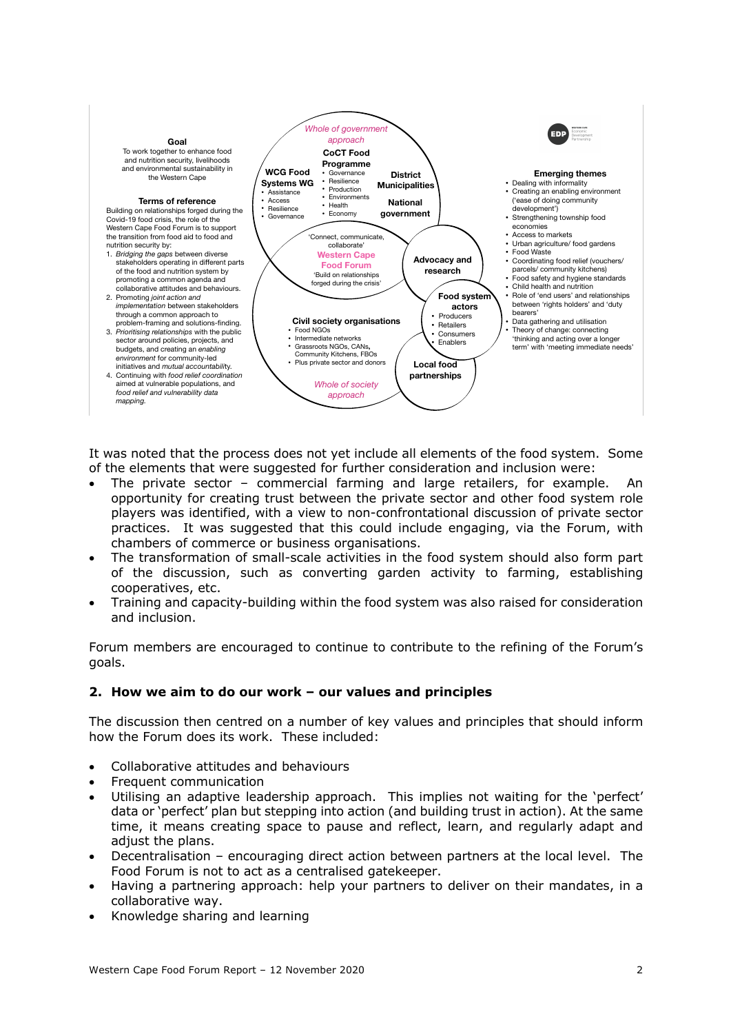**Goal**

To work together to enhance food and nutrition security, livelihoods and environmental sustainability in the Western Cape

**Terms of reference**

Building on relationships forged during the Covid-19 food crisis, the role of the Western Cape Food Forum is to support the transition from food aid to food and nutrition security by:

1. *Bridging the gaps* between diverse stakeholders operating in different parts of the food and nutrition system by promoting a common agenda and collaborative attitudes and behaviours.
2. Promoting *joint action and implementation* between stakeholders through a common approach to problem-framing and solutions-finding.
3. *Prioritising relationships* with the public sector around policies, projects, and budgets, and creating an *enabling environment* for community-led initiatives and *mutual accountability.*
4. Continuing with *food relief coordination* aimed at vulnerable populations, and *food relief and vulnerability data mapping.*

*Whole of government approach*

**CoCT Food Programme**
- Governance
- Resilience
- Production
- Environments
- Health
- Economy

**WCG Food Systems WG**
- Assistance
- Access
- Resilience
- Governance

**District Municipalities**

**National government**

'Connect, communicate, collaborate'
**Western Cape Food Forum**
'Build on relationships forged during the crisis'

**Advocacy and research**

**Food system actors**
- Producers
- Retailers
- Consumers
- Enablers

**Civil society organisations**
- Food NGOs
- Intermediate networks
- Grassroots NGOs, CANs, Community Kitchens, FBOs
- Plus private sector and donors

**Local food partnerships**

*Whole of society approach*

**Emerging themes**
- Dealing with informality
- Creating an enabling environment ('ease of doing community development')
- Strengthening township food economies
- Access to markets
- Urban agriculture/ food gardens
- Food Waste
- Coordinating food relief (vouchers/ parcels/ community kitchens)
- Food safety and hygiene standards
- Child health and nutrition
- Role of 'end users' and relationships between 'rights holders' and 'duty bearers'
- Data gathering and utilisation
- Theory of change: connecting 'thinking and acting over a longer term' with 'meeting immediate needs'

It was noted that the process does not yet include all elements of the food system. Some of the elements that were suggested for further consideration and inclusion were:

- The private sector – commercial farming and large retailers, for example. An opportunity for creating trust between the private sector and other food system role players was identified, with a view to non-confrontational discussion of private sector practices. It was suggested that this could include engaging, via the Forum, with chambers of commerce or business organisations.
- The transformation of small-scale activities in the food system should also form part of the discussion, such as converting garden activity to farming, establishing cooperatives, etc.
- Training and capacity-building within the food system was also raised for consideration and inclusion.

Forum members are encouraged to continue to contribute to the refining of the Forum's goals.

## 2. How we aim to do our work – our values and principles

The discussion then centred on a number of key values and principles that should inform how the Forum does its work. These included:

- Collaborative attitudes and behaviours
- Frequent communication
- Utilising an adaptive leadership approach. This implies not waiting for the 'perfect' data or 'perfect' plan but stepping into action (and building trust in action). At the same time, it means creating space to pause and reflect, learn, and regularly adapt and adjust the plans.
- Decentralisation – encouraging direct action between partners at the local level. The Food Forum is not to act as a centralised gatekeeper.
- Having a partnering approach: help your partners to deliver on their mandates, in a collaborative way.
- Knowledge sharing and learning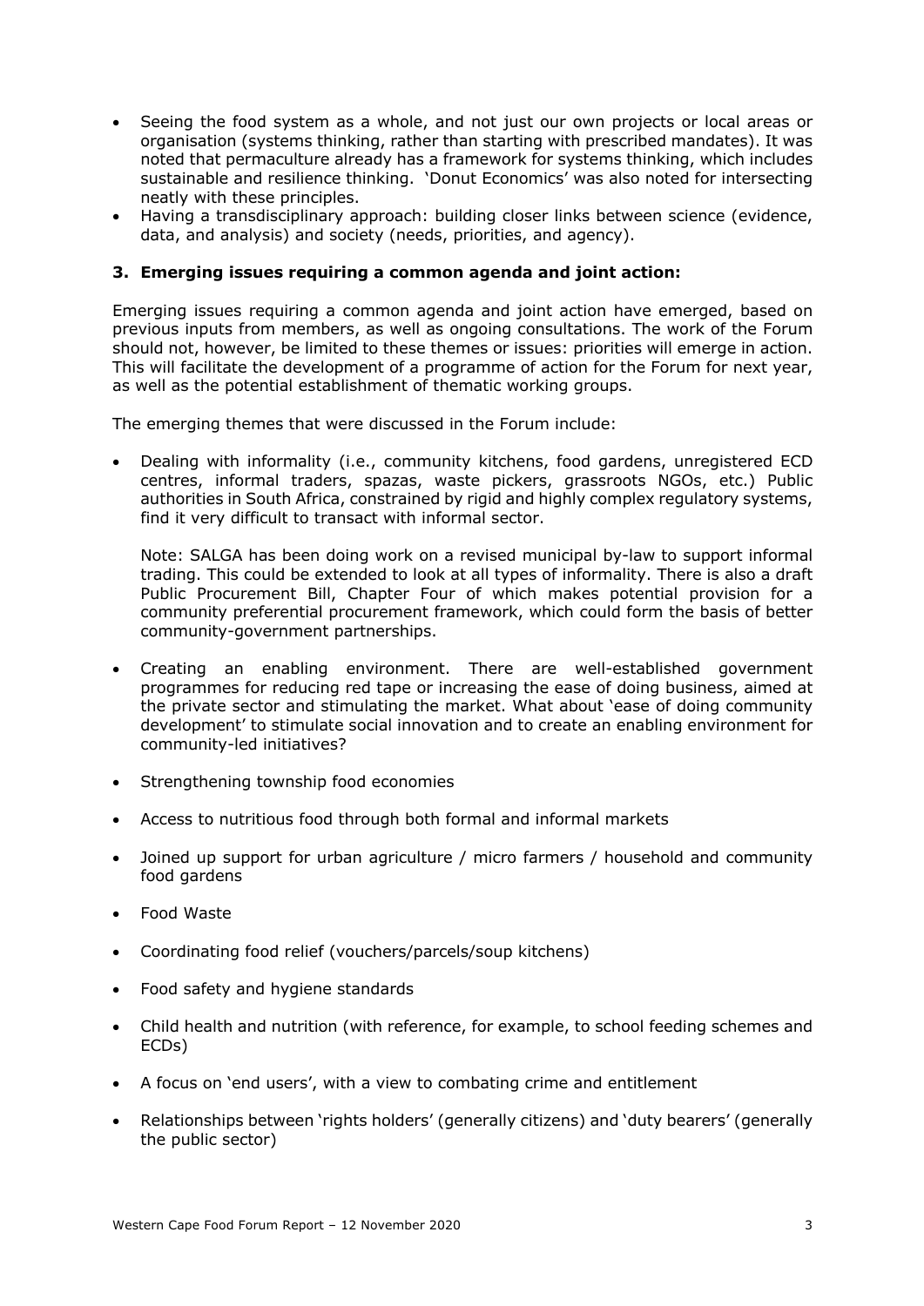- Seeing the food system as a whole, and not just our own projects or local areas or organisation (systems thinking, rather than starting with prescribed mandates). It was noted that permaculture already has a framework for systems thinking, which includes sustainable and resilience thinking. 'Donut Economics' was also noted for intersecting neatly with these principles.
- Having a transdisciplinary approach: building closer links between science (evidence, data, and analysis) and society (needs, priorities, and agency).

### 3. Emerging issues requiring a common agenda and joint action:

Emerging issues requiring a common agenda and joint action have emerged, based on previous inputs from members, as well as ongoing consultations. The work of the Forum should not, however, be limited to these themes or issues: priorities will emerge in action. This will facilitate the development of a programme of action for the Forum for next year, as well as the potential establishment of thematic working groups.

The emerging themes that were discussed in the Forum include:

- Dealing with informality (i.e., community kitchens, food gardens, unregistered ECD centres, informal traders, spazas, waste pickers, grassroots NGOs, etc.) Public authorities in South Africa, constrained by rigid and highly complex regulatory systems, find it very difficult to transact with informal sector.

  Note: SALGA has been doing work on a revised municipal by-law to support informal trading. This could be extended to look at all types of informality. There is also a draft Public Procurement Bill, Chapter Four of which makes potential provision for a community preferential procurement framework, which could form the basis of better community-government partnerships.

- Creating an enabling environment. There are well-established government programmes for reducing red tape or increasing the ease of doing business, aimed at the private sector and stimulating the market. What about 'ease of doing community development' to stimulate social innovation and to create an enabling environment for community-led initiatives?

- Strengthening township food economies

- Access to nutritious food through both formal and informal markets

- Joined up support for urban agriculture / micro farmers / household and community food gardens

- Food Waste

- Coordinating food relief (vouchers/parcels/soup kitchens)

- Food safety and hygiene standards

- Child health and nutrition (with reference, for example, to school feeding schemes and ECDs)

- A focus on 'end users', with a view to combating crime and entitlement

- Relationships between 'rights holders' (generally citizens) and 'duty bearers' (generally the public sector)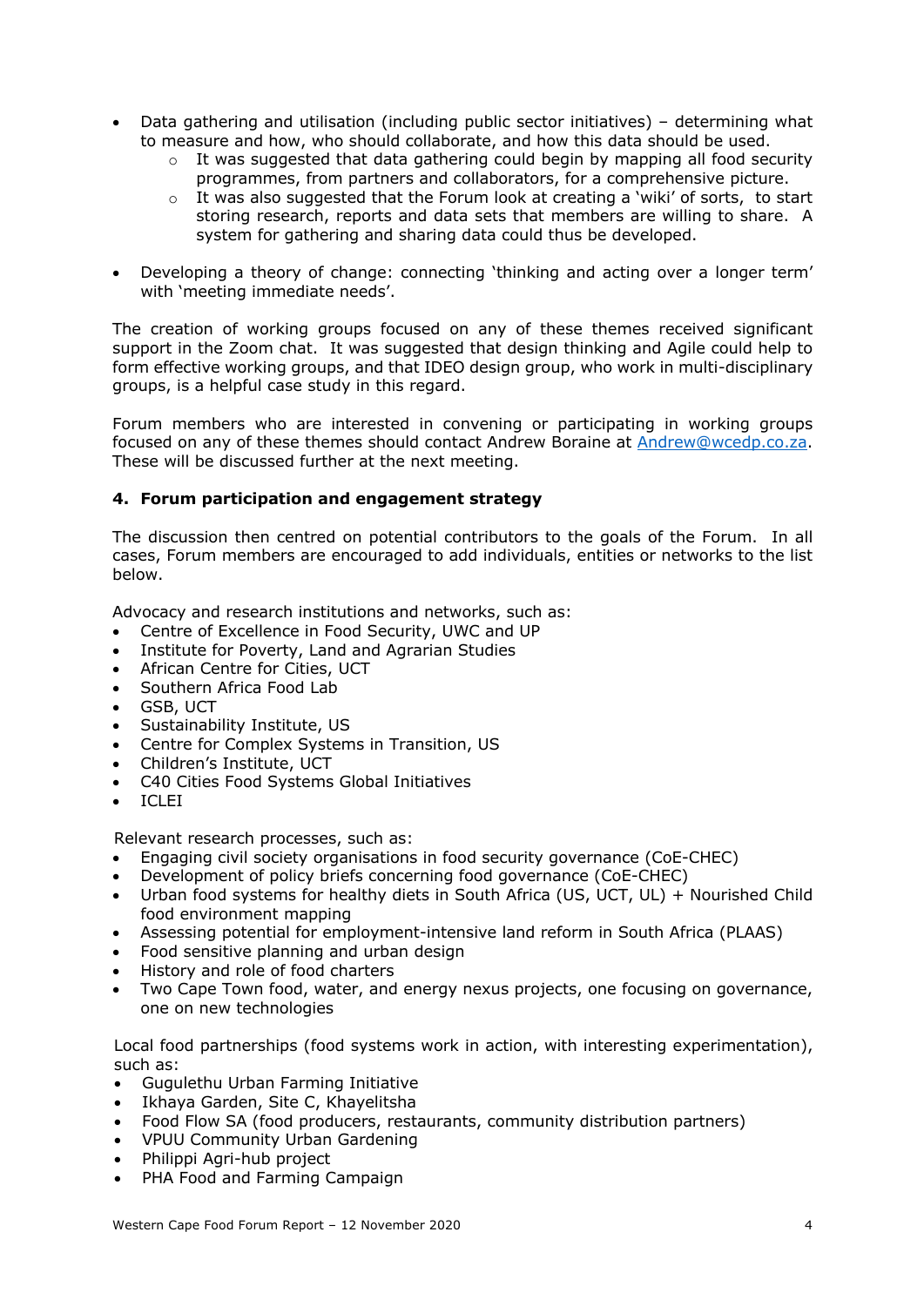- Data gathering and utilisation (including public sector initiatives) – determining what to measure and how, who should collaborate, and how this data should be used.
    - It was suggested that data gathering could begin by mapping all food security programmes, from partners and collaborators, for a comprehensive picture.
    - It was also suggested that the Forum look at creating a 'wiki' of sorts, to start storing research, reports and data sets that members are willing to share. A system for gathering and sharing data could thus be developed.

- Developing a theory of change: connecting 'thinking and acting over a longer term' with 'meeting immediate needs'.

The creation of working groups focused on any of these themes received significant support in the Zoom chat. It was suggested that design thinking and Agile could help to form effective working groups, and that IDEO design group, who work in multi-disciplinary groups, is a helpful case study in this regard.

Forum members who are interested in convening or participating in working groups focused on any of these themes should contact Andrew Boraine at Andrew@wcedp.co.za. These will be discussed further at the next meeting.

### 4. Forum participation and engagement strategy

The discussion then centred on potential contributors to the goals of the Forum. In all cases, Forum members are encouraged to add individuals, entities or networks to the list below.

Advocacy and research institutions and networks, such as:

- Centre of Excellence in Food Security, UWC and UP
- Institute for Poverty, Land and Agrarian Studies
- African Centre for Cities, UCT
- Southern Africa Food Lab
- GSB, UCT
- Sustainability Institute, US
- Centre for Complex Systems in Transition, US
- Children's Institute, UCT
- C40 Cities Food Systems Global Initiatives
- ICLEI

Relevant research processes, such as:

- Engaging civil society organisations in food security governance (CoE-CHEC)
- Development of policy briefs concerning food governance (CoE-CHEC)
- Urban food systems for healthy diets in South Africa (US, UCT, UL) + Nourished Child food environment mapping
- Assessing potential for employment-intensive land reform in South Africa (PLAAS)
- Food sensitive planning and urban design
- History and role of food charters
- Two Cape Town food, water, and energy nexus projects, one focusing on governance, one on new technologies

Local food partnerships (food systems work in action, with interesting experimentation), such as:

- Gugulethu Urban Farming Initiative
- Ikhaya Garden, Site C, Khayelitsha
- Food Flow SA (food producers, restaurants, community distribution partners)
- VPUU Community Urban Gardening
- Philippi Agri-hub project
- PHA Food and Farming Campaign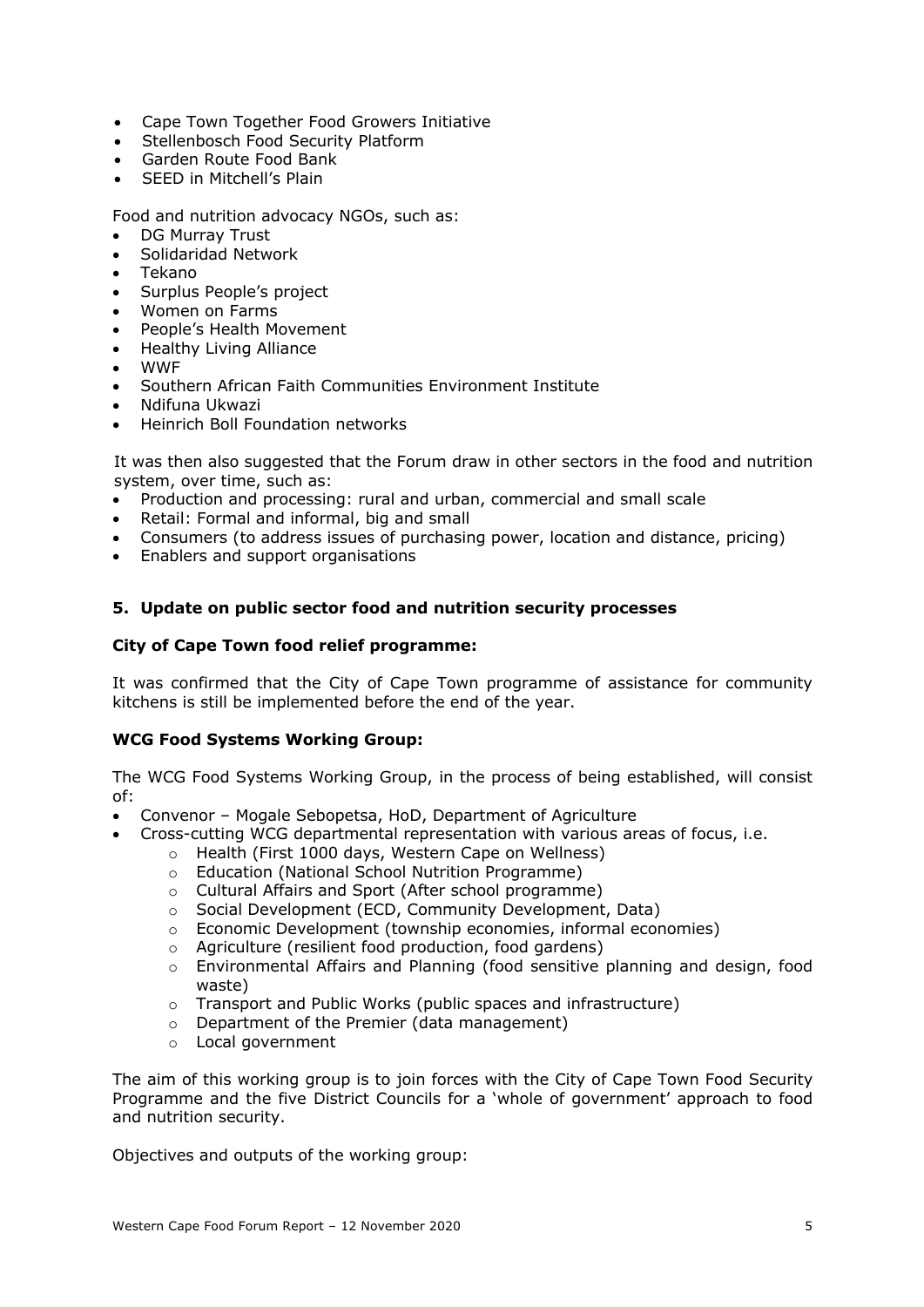- Cape Town Together Food Growers Initiative
- Stellenbosch Food Security Platform
- Garden Route Food Bank
- SEED in Mitchell's Plain

Food and nutrition advocacy NGOs, such as:

- DG Murray Trust
- Solidaridad Network
- Tekano
- Surplus People's project
- Women on Farms
- People's Health Movement
- Healthy Living Alliance
- WWF
- Southern African Faith Communities Environment Institute
- Ndifuna Ukwazi
- Heinrich Boll Foundation networks

It was then also suggested that the Forum draw in other sectors in the food and nutrition system, over time, such as:

- Production and processing: rural and urban, commercial and small scale
- Retail: Formal and informal, big and small
- Consumers (to address issues of purchasing power, location and distance, pricing)
- Enablers and support organisations

## 5. Update on public sector food and nutrition security processes

### City of Cape Town food relief programme:

It was confirmed that the City of Cape Town programme of assistance for community kitchens is still be implemented before the end of the year.

### WCG Food Systems Working Group:

The WCG Food Systems Working Group, in the process of being established, will consist of:

- Convenor – Mogale Sebopetsa, HoD, Department of Agriculture
- Cross-cutting WCG departmental representation with various areas of focus, i.e.
  - Health (First 1000 days, Western Cape on Wellness)
  - Education (National School Nutrition Programme)
  - Cultural Affairs and Sport (After school programme)
  - Social Development (ECD, Community Development, Data)
  - Economic Development (township economies, informal economies)
  - Agriculture (resilient food production, food gardens)
  - Environmental Affairs and Planning (food sensitive planning and design, food waste)
  - Transport and Public Works (public spaces and infrastructure)
  - Department of the Premier (data management)
  - Local government

The aim of this working group is to join forces with the City of Cape Town Food Security Programme and the five District Councils for a 'whole of government' approach to food and nutrition security.

Objectives and outputs of the working group: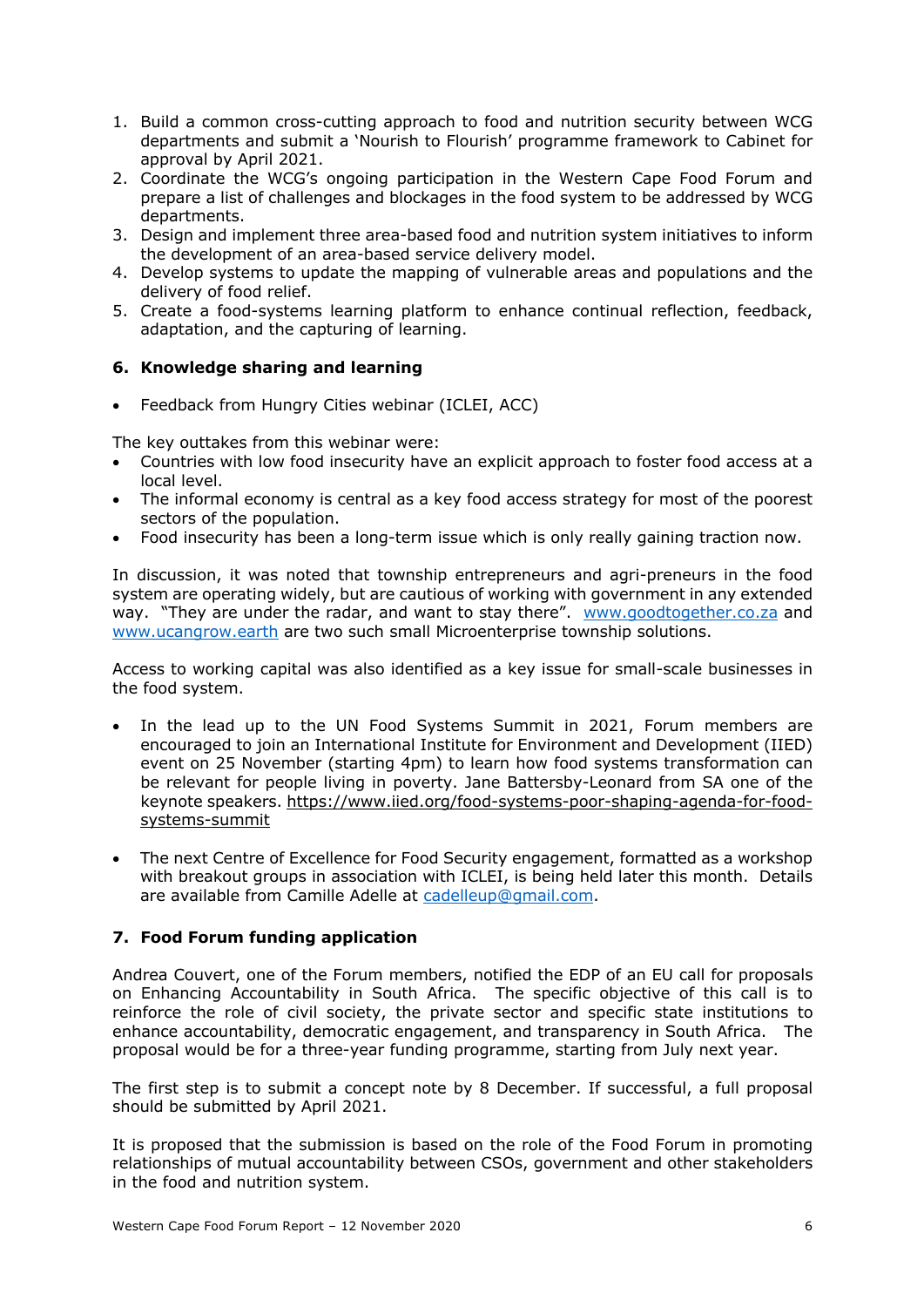1. Build a common cross-cutting approach to food and nutrition security between WCG departments and submit a 'Nourish to Flourish' programme framework to Cabinet for approval by April 2021.
2. Coordinate the WCG's ongoing participation in the Western Cape Food Forum and prepare a list of challenges and blockages in the food system to be addressed by WCG departments.
3. Design and implement three area-based food and nutrition system initiatives to inform the development of an area-based service delivery model.
4. Develop systems to update the mapping of vulnerable areas and populations and the delivery of food relief.
5. Create a food-systems learning platform to enhance continual reflection, feedback, adaptation, and the capturing of learning.

## 6. Knowledge sharing and learning

- Feedback from Hungry Cities webinar (ICLEI, ACC)

The key outtakes from this webinar were:

- Countries with low food insecurity have an explicit approach to foster food access at a local level.
- The informal economy is central as a key food access strategy for most of the poorest sectors of the population.
- Food insecurity has been a long-term issue which is only really gaining traction now.

In discussion, it was noted that township entrepreneurs and agri-preneurs in the food system are operating widely, but are cautious of working with government in any extended way. "They are under the radar, and want to stay there". www.goodtogether.co.za and www.ucangrow.earth are two such small Microenterprise township solutions.

Access to working capital was also identified as a key issue for small-scale businesses in the food system.

- In the lead up to the UN Food Systems Summit in 2021, Forum members are encouraged to join an International Institute for Environment and Development (IIED) event on 25 November (starting 4pm) to learn how food systems transformation can be relevant for people living in poverty. Jane Battersby-Leonard from SA one of the keynote speakers. https://www.iied.org/food-systems-poor-shaping-agenda-for-food-systems-summit

- The next Centre of Excellence for Food Security engagement, formatted as a workshop with breakout groups in association with ICLEI, is being held later this month. Details are available from Camille Adelle at cadelleup@gmail.com.

## 7. Food Forum funding application

Andrea Couvert, one of the Forum members, notified the EDP of an EU call for proposals on Enhancing Accountability in South Africa. The specific objective of this call is to reinforce the role of civil society, the private sector and specific state institutions to enhance accountability, democratic engagement, and transparency in South Africa. The proposal would be for a three-year funding programme, starting from July next year.

The first step is to submit a concept note by 8 December. If successful, a full proposal should be submitted by April 2021.

It is proposed that the submission is based on the role of the Food Forum in promoting relationships of mutual accountability between CSOs, government and other stakeholders in the food and nutrition system.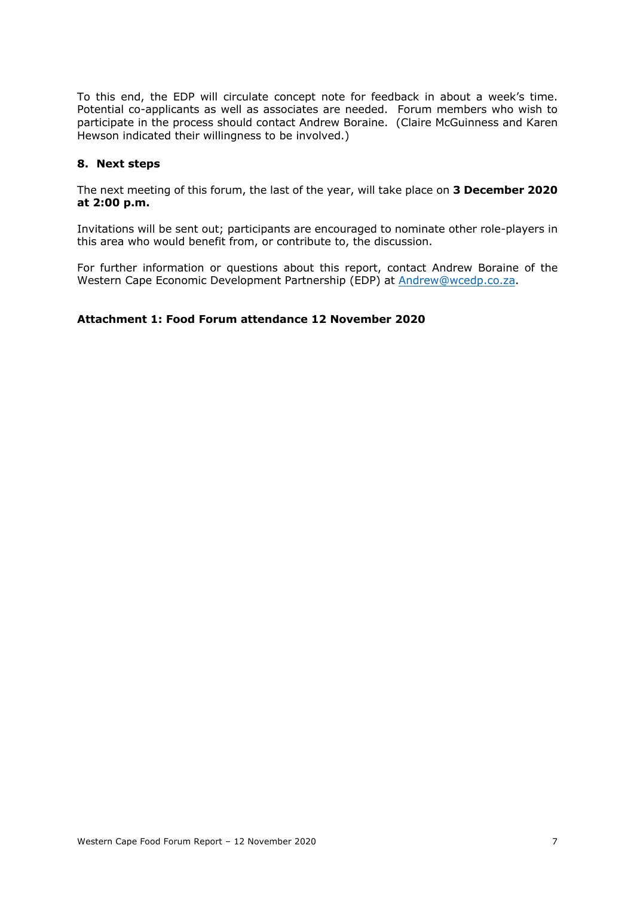To this end, the EDP will circulate concept note for feedback in about a week's time. Potential co-applicants as well as associates are needed. Forum members who wish to participate in the process should contact Andrew Boraine. (Claire McGuinness and Karen Hewson indicated their willingness to be involved.)

## 8. Next steps

The next meeting of this forum, the last of the year, will take place on **3 December 2020 at 2:00 p.m.**

Invitations will be sent out; participants are encouraged to nominate other role-players in this area who would benefit from, or contribute to, the discussion.

For further information or questions about this report, contact Andrew Boraine of the Western Cape Economic Development Partnership (EDP) at [Andrew@wcedp.co.za](mailto:Andrew@wcedp.co.za).

**Attachment 1: Food Forum attendance 12 November 2020**